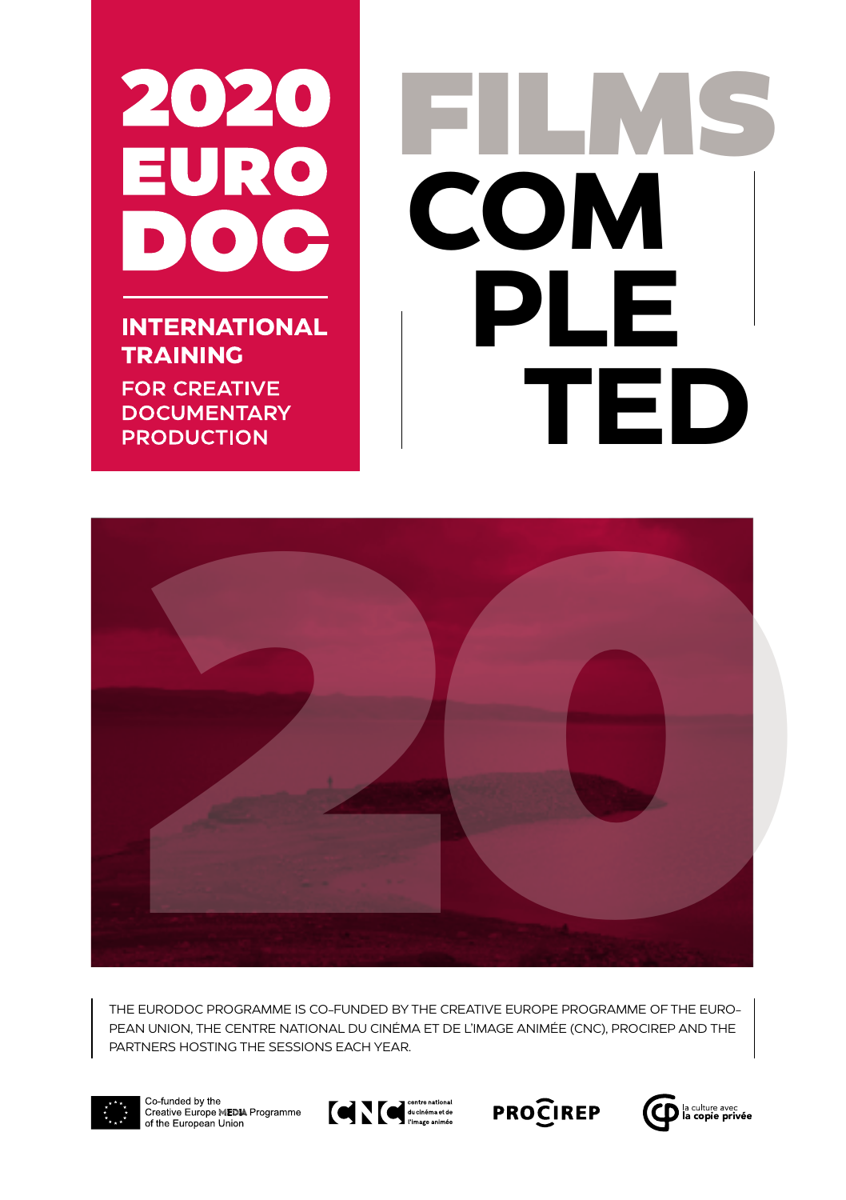# 2020 EURODOC

## INTERNATIONAL TRAINING

FOR CREATIVE DOCUMENTARY PRODUCTION

# FILMS COMPLETED

20

THE EURODOC PROGRAMME IS CO-FUNDED BY THE CREATIVE EUROPE PROGRAMME OF THE EUROPEAN UNION, THE CENTRE NATIONAL DU CINÉMA ET DE L'IMAGE ANIMÉE (CNC), PROCIREP AND THE PARTNERS HOSTING THE SESSIONS EACH YEAR.

Co-funded by the Creative Europe MEDIA Programme of the European Union

CNC centre national du cinéma et de l'image animée

PROCIREP

la culture avec la copie privée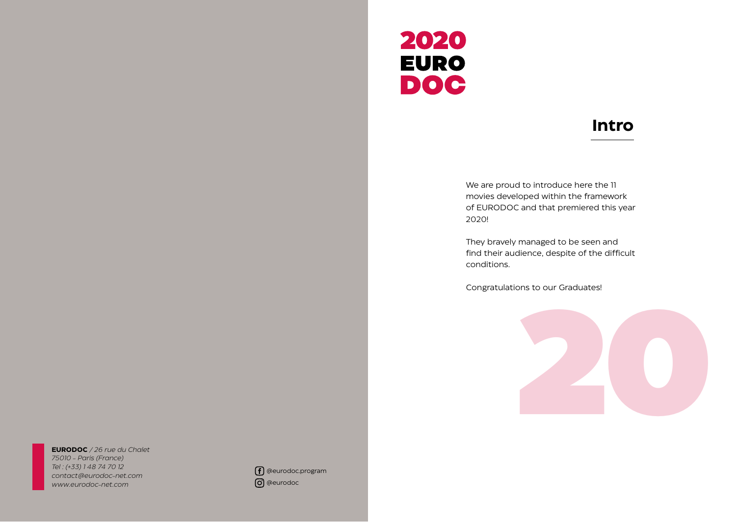**EURODOC** */ 26 rue du Chalet*
*75010 – Paris (France)*
*Tel : (+33) 1 48 74 70 12*
*contact@eurodoc-net.com*
*www.eurodoc-net.com*

@eurodoc.program

@eurodoc

# 2020 EURO DOC

## Intro

We are proud to introduce here the 11 movies developed within the framework of EURODOC and that premiered this year 2020!

They bravely managed to be seen and find their audience, despite of the difficult conditions.

Congratulations to our Graduates!

20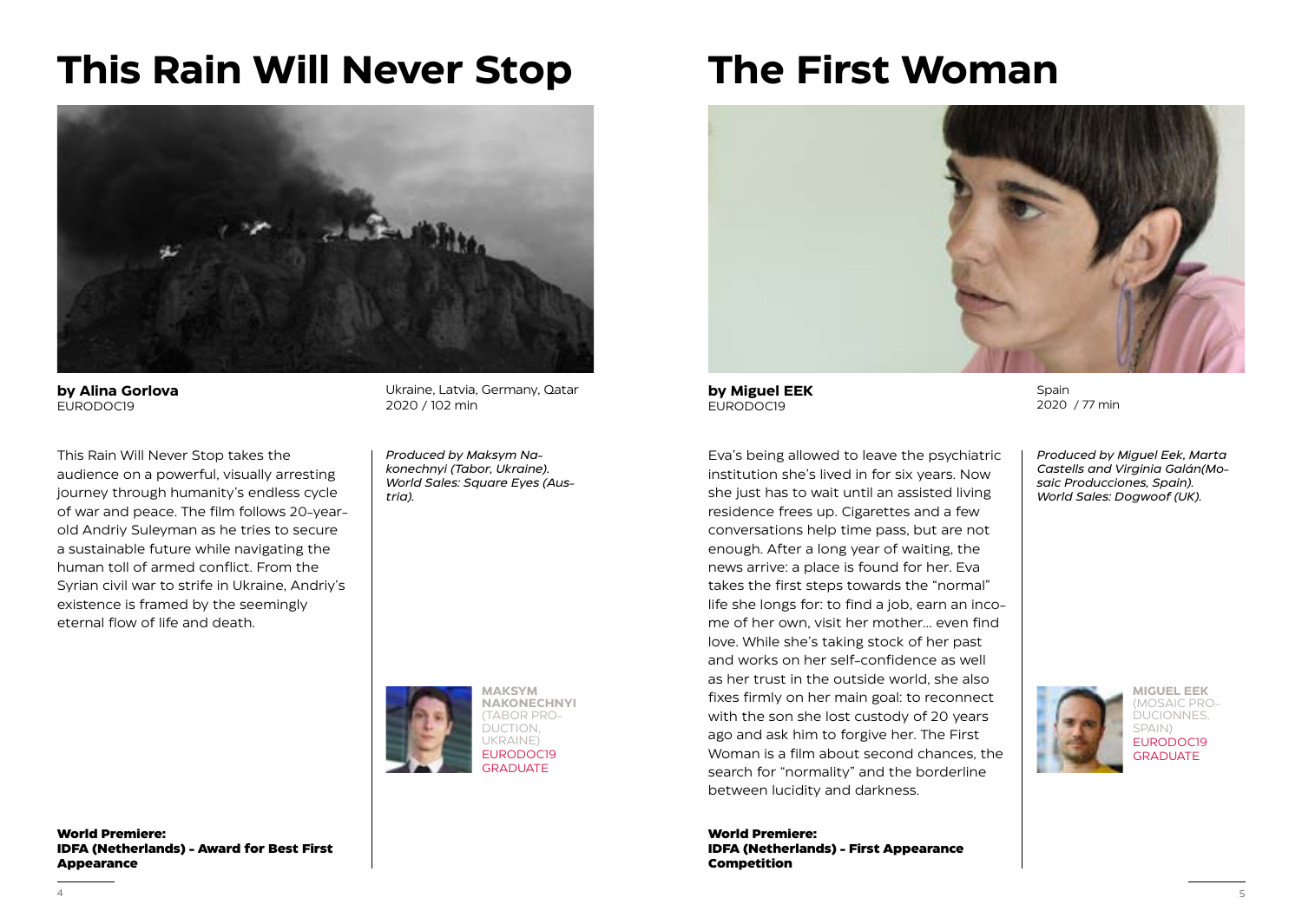# This Rain Will Never Stop

**by Alina Gorlova**
EURODOC19

Ukraine, Latvia, Germany, Qatar
2020 / 102 min

This Rain Will Never Stop takes the audience on a powerful, visually arresting journey through humanity's endless cycle of war and peace. The film follows 20-year-old Andriy Suleyman as he tries to secure a sustainable future while navigating the human toll of armed conflict. From the Syrian civil war to strife in Ukraine, Andriy's existence is framed by the seemingly eternal flow of life and death.

*Produced by Maksym Nakonechnyi (Tabor, Ukraine). World Sales: Square Eyes (Austria).*

**MAKSYM NAKONECHNYI**
(TABOR PRODUCTION, UKRAINE)
EURODOC19 GRADUATE

**World Premiere:**
**IDFA (Netherlands) - Award for Best First Appearance**

# The First Woman

**by Miguel EEK**
EURODOC19

Spain
2020 / 77 min

Eva's being allowed to leave the psychiatric institution she's lived in for six years. Now she just has to wait until an assisted living residence frees up. Cigarettes and a few conversations help time pass, but are not enough. After a long year of waiting, the news arrive: a place is found for her. Eva takes the first steps towards the "normal" life she longs for: to find a job, earn an income of her own, visit her mother… even find love. While she's taking stock of her past and works on her self-confidence as well as her trust in the outside world, she also fixes firmly on her main goal: to reconnect with the son she lost custody of 20 years ago and ask him to forgive her. The First Woman is a film about second chances, the search for "normality" and the borderline between lucidity and darkness.

*Produced by Miguel Eek, Marta Castells and Virginia Galán(Mosaic Producciones, Spain). World Sales: Dogwoof (UK).*

**MIGUEL EEK**
(MOSAIC PRODUCIONNES, SPAIN)
EURODOC19 GRADUATE

**World Premiere:**
**IDFA (Netherlands) - First Appearance Competition**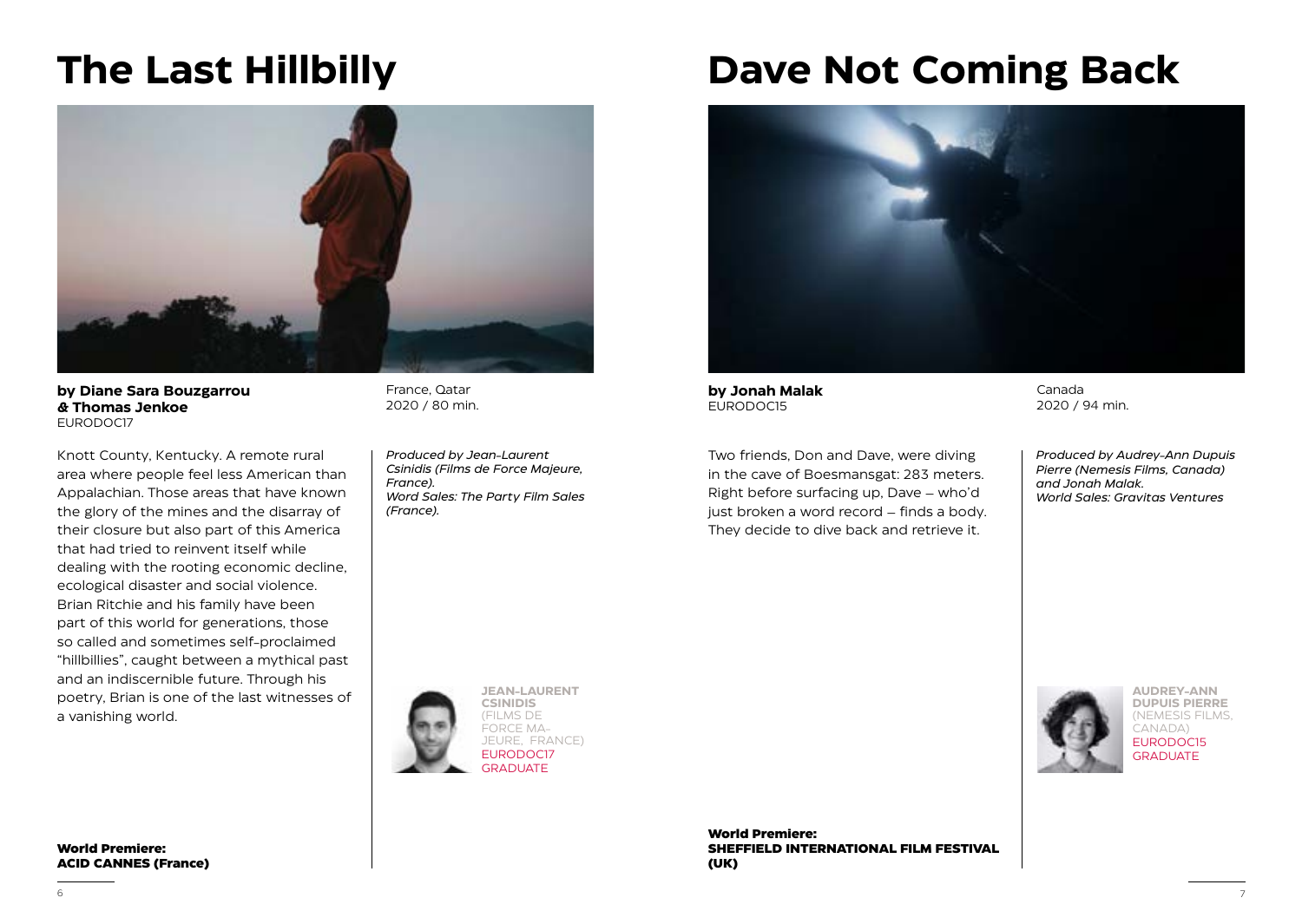# The Last Hillbilly

**by Diane Sara Bouzgarrou & Thomas Jenkoe**
EURODOC17

France, Qatar
2020 / 80 min.

Knott County, Kentucky. A remote rural area where people feel less American than Appalachian. Those areas that have known the glory of the mines and the disarray of their closure but also part of this America that had tried to reinvent itself while dealing with the rooting economic decline, ecological disaster and social violence. Brian Ritchie and his family have been part of this world for generations, those so called and sometimes self-proclaimed "hillbillies", caught between a mythical past and an indiscernible future. Through his poetry, Brian is one of the last witnesses of a vanishing world.

*Produced by Jean-Laurent Csinidis (Films de Force Majeure, France).*
*Word Sales: The Party Film Sales (France).*

JEAN-LAURENT CSINIDIS (FILMS DE FORCE MA-JEURE, FRANCE) EURODOC17 GRADUATE

**World Premiere:**
**ACID CANNES (France)**

# Dave Not Coming Back

**by Jonah Malak**
EURODOC15

Canada
2020 / 94 min.

Two friends, Don and Dave, were diving in the cave of Boesmansgat: 283 meters. Right before surfacing up, Dave – who'd just broken a word record – finds a body. They decide to dive back and retrieve it.

*Produced by Audrey-Ann Dupuis Pierre (Nemesis Films, Canada) and Jonah Malak.*
*World Sales: Gravitas Ventures*

AUDREY-ANN DUPUIS PIERRE (NEMESIS FILMS, CANADA) EURODOC15 GRADUATE

**World Premiere:**
**SHEFFIELD INTERNATIONAL FILM FESTIVAL (UK)**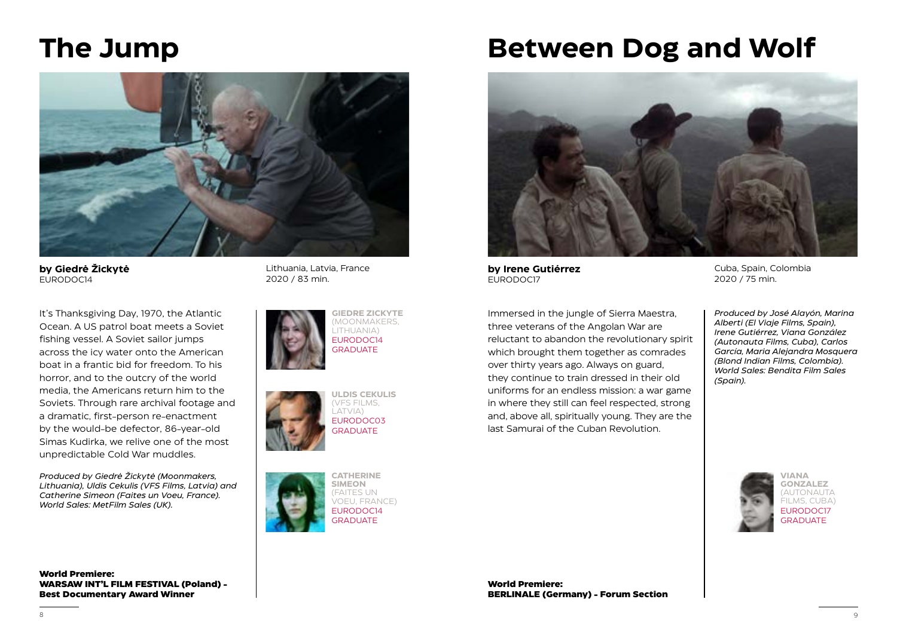# The Jump

**by Giedrė Žickytė**
EURODOC14

Lithuania, Latvia, France
2020 / 83 min.

It's Thanksgiving Day, 1970, the Atlantic Ocean. A US patrol boat meets a Soviet fishing vessel. A Soviet sailor jumps across the icy water onto the American boat in a frantic bid for freedom. To his horror, and to the outcry of the world media, the Americans return him to the Soviets. Through rare archival footage and a dramatic, first-person re-enactment by the would-be defector, 86-year-old Simas Kudirka, we relive one of the most unpredictable Cold War muddles.

*Produced by Giedrė Žickytė (Moonmakers, Lithuania), Uldis Cekulis (VFS Films, Latvia) and Catherine Simeon (Faites un Voeu, France). World Sales: MetFilm Sales (UK).*

**GIEDRE ZICKYTE** (MOONMAKERS, LITHUANIA) EURODOC14 GRADUATE

**ULDIS CEKULIS** (VFS FILMS, LATVIA) EURODOC03 GRADUATE

**CATHERINE SIMEON** (FAITES UN VOEU, FRANCE) EURODOC14 GRADUATE

**World Premiere:**
**WARSAW INT'L FILM FESTIVAL (Poland) - Best Documentary Award Winner**

# Between Dog and Wolf

**by Irene Gutiérrez**
EURODOC17

Cuba, Spain, Colombia
2020 / 75 min.

Immersed in the jungle of Sierra Maestra, three veterans of the Angolan War are reluctant to abandon the revolutionary spirit which brought them together as comrades over thirty years ago. Always on guard, they continue to train dressed in their old uniforms for an endless mission: a war game in where they still can feel respected, strong and, above all, spiritually young. They are the last Samurai of the Cuban Revolution.

*Produced by José Alayón, Marina Alberti (El Viaje Films, Spain), Irene Gutiérrez, Viana González (Autonauta Films, Cuba), Carlos García, Maria Alejandra Mosquera (Blond Indian Films, Colombia). World Sales: Bendita Film Sales (Spain).*

**VIANA GONZALEZ** (AUTONAUTA FILMS, CUBA) EURODOC17 GRADUATE

**World Premiere:**
**BERLINALE (Germany) - Forum Section**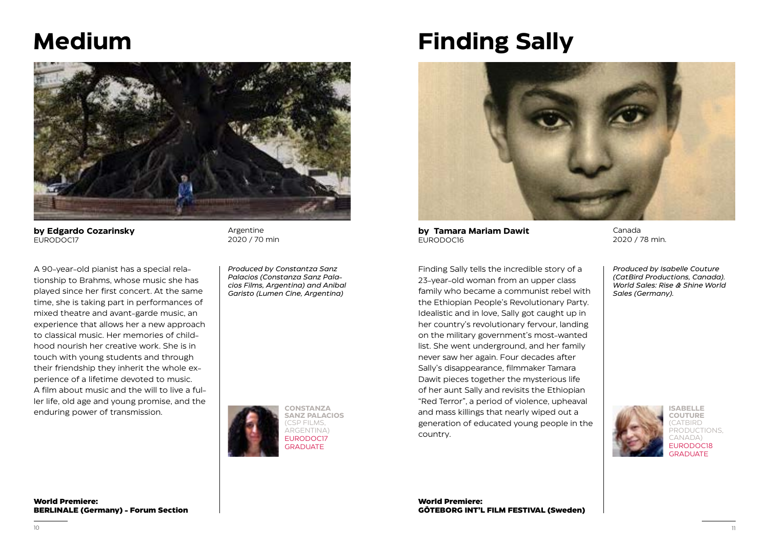# Medium

**by Edgardo Cozarinsky**
EURODOC17

Argentine
2020 / 70 min

A 90-year-old pianist has a special relationship to Brahms, whose music she has played since her first concert. At the same time, she is taking part in performances of mixed theatre and avant-garde music, an experience that allows her a new approach to classical music. Her memories of childhood nourish her creative work. She is in touch with young students and through their friendship they inherit the whole experience of a lifetime devoted to music. A film about music and the will to live a fuller life, old age and young promise, and the enduring power of transmission.

*Produced by Constantza Sanz Palacios (Constanza Sanz Palacios Films, Argentina) and Anibal Garisto (Lumen Cine, Argentina)*

**CONSTANZA SANZ PALACIOS** (CSP FILMS, ARGENTINA) EURODOC17 GRADUATE

**World Premiere: BERLINALE (Germany) - Forum Section**

# Finding Sally

**by Tamara Mariam Dawit**
EURODOC16

Canada
2020 / 78 min.

Finding Sally tells the incredible story of a 23-year-old woman from an upper class family who became a communist rebel with the Ethiopian People's Revolutionary Party. Idealistic and in love, Sally got caught up in her country's revolutionary fervour, landing on the military government's most-wanted list. She went underground, and her family never saw her again. Four decades after Sally's disappearance, filmmaker Tamara Dawit pieces together the mysterious life of her aunt Sally and revisits the Ethiopian "Red Terror", a period of violence, upheaval and mass killings that nearly wiped out a generation of educated young people in the country.

*Produced by Isabelle Couture (CatBird Productions, Canada). World Sales: Rise & Shine World Sales (Germany).*

**ISABELLE COUTURE** (CATBIRD PRODUCTIONS, CANADA) EURODOC18 GRADUATE

**World Premiere: GÖTEBORG INT'L FILM FESTIVAL (Sweden)**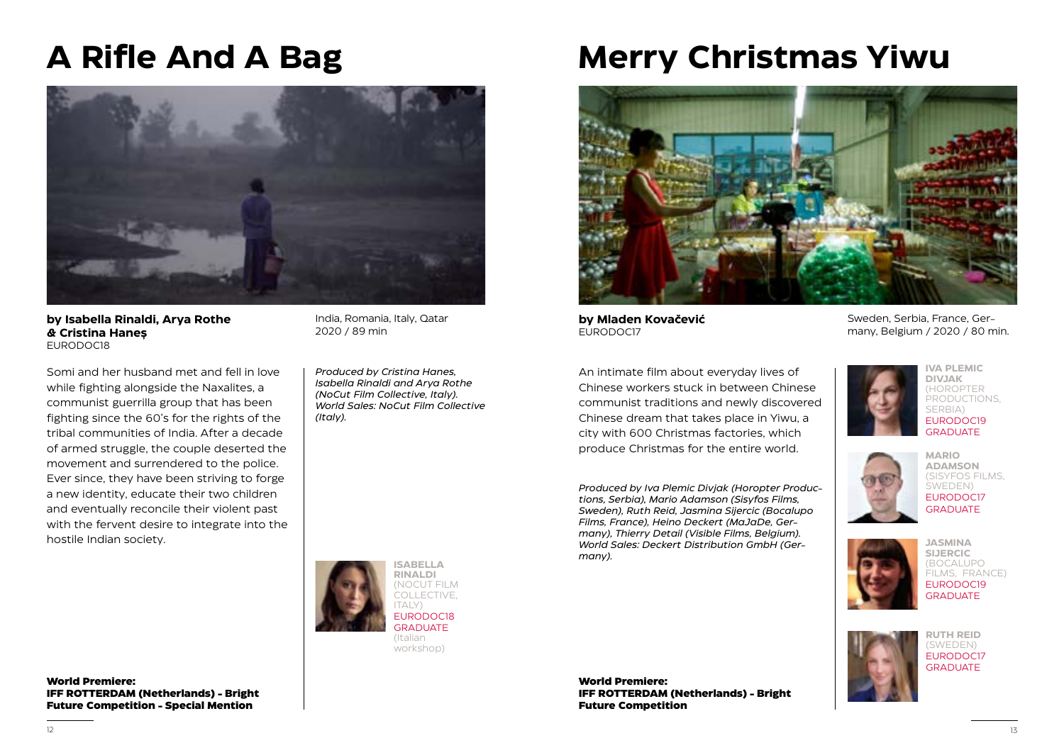# A Rifle And A Bag

**by Isabella Rinaldi, Arya Rothe & Cristina Haneș**
EURODOC18

India, Romania, Italy, Qatar
2020 / 89 min

Somi and her husband met and fell in love while fighting alongside the Naxalites, a communist guerrilla group that has been fighting since the 60's for the rights of the tribal communities of India. After a decade of armed struggle, the couple deserted the movement and surrendered to the police. Ever since, they have been striving to forge a new identity, educate their two children and eventually reconcile their violent past with the fervent desire to integrate into the hostile Indian society.

*Produced by Cristina Hanes, Isabella Rinaldi and Arya Rothe (NoCut Film Collective, Italy). World Sales: NoCut Film Collective (Italy).*

**ISABELLA RINALDI** (NOCUT FILM COLLECTIVE, ITALY)
EURODOC18 GRADUATE
(Italian workshop)

**World Premiere:**
**IFF ROTTERDAM (Netherlands) - Bright Future Competition - Special Mention**

# Merry Christmas Yiwu

**by Mladen Kovačević**
EURODOC17

Sweden, Serbia, France, Germany, Belgium / 2020 / 80 min.

An intimate film about everyday lives of Chinese workers stuck in between Chinese communist traditions and newly discovered Chinese dream that takes place in Yiwu, a city with 600 Christmas factories, which produce Christmas for the entire world.

*Produced by Iva Plemic Divjak (Horopter Productions, Serbia), Mario Adamson (Sisyfos Films, Sweden), Ruth Reid, Jasmina Sijercic (Bocalupo Films, France), Heino Deckert (MaJaDe, Germany), Thierry Detail (Visible Films, Belgium). World Sales: Deckert Distribution GmbH (Germany).*

**IVA PLEMIC DIVJAK** (HOROPTER PRODUCTIONS, SERBIA)
EURODOC19 GRADUATE

**MARIO ADAMSON** (SISYFOS FILMS, SWEDEN)
EURODOC17 GRADUATE

**JASMINA SIJERCIC** (BOCALUPO FILMS, FRANCE)
EURODOC19 GRADUATE

**RUTH REID** (SWEDEN)
EURODOC17 GRADUATE

**World Premiere:**
**IFF ROTTERDAM (Netherlands) - Bright Future Competition**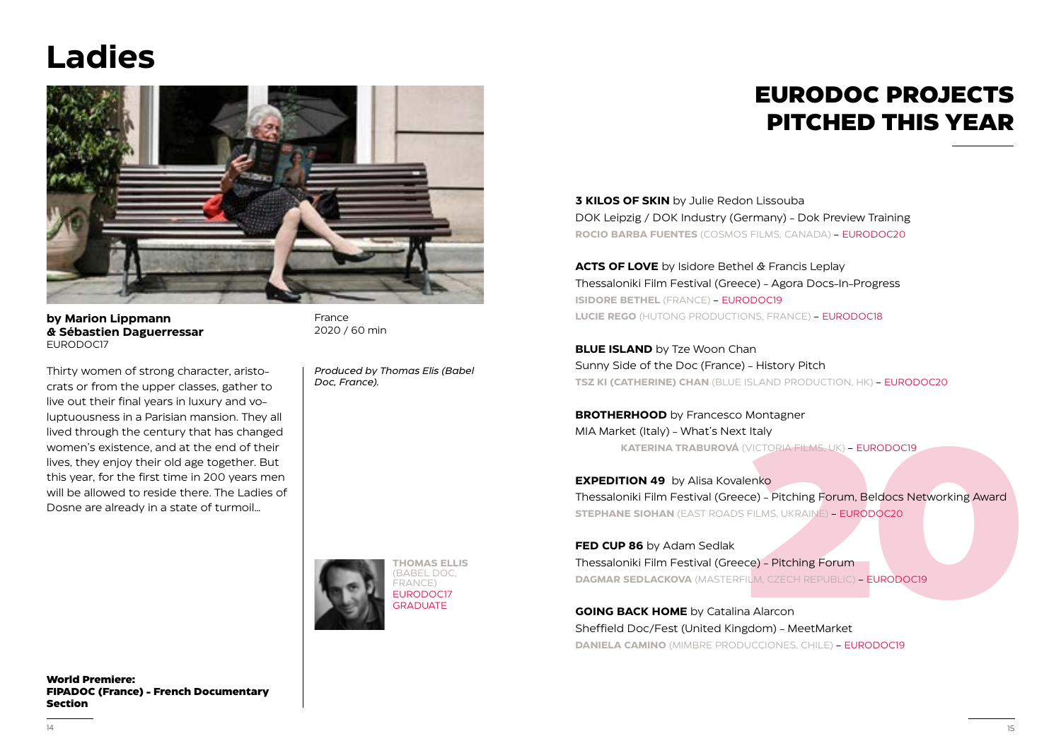# Ladies

**by Marion Lippmann & Sébastien Daguerressar**
EURODOC17

France
2020 / 60 min

Thirty women of strong character, aristocrats or from the upper classes, gather to live out their final years in luxury and voluptuousness in a Parisian mansion. They all lived through the century that has changed women's existence, and at the end of their lives, they enjoy their old age together. But this year, for the first time in 200 years men will be allowed to reside there. The Ladies of Dosne are already in a state of turmoil...

*Produced by Thomas Elis (Babel Doc, France).*

**THOMAS ELLIS** (BABEL DOC, FRANCE) EURODOC17 GRADUATE

**World Premiere:**
**FIPADOC (France) - French Documentary Section**

# EURODOC PROJECTS PITCHED THIS YEAR

**3 KILOS OF SKIN** by Julie Redon Lissouba
DOK Leipzig / DOK Industry (Germany) - Dok Preview Training
**ROCIO BARBA FUENTES** (COSMOS FILMS, CANADA) – EURODOC20

**ACTS OF LOVE** by Isidore Bethel & Francis Leplay
Thessaloniki Film Festival (Greece) - Agora Docs-In-Progress
**ISIDORE BETHEL** (FRANCE) – EURODOC19
**LUCIE REGO** (HUTONG PRODUCTIONS, FRANCE) – EURODOC18

**BLUE ISLAND** by Tze Woon Chan
Sunny Side of the Doc (France) - History Pitch
**TSZ KI (CATHERINE) CHAN** (BLUE ISLAND PRODUCTION, HK) – EURODOC20

**BROTHERHOOD** by Francesco Montagner
MIA Market (Italy) - What's Next Italy
**KATERINA TRABUROVÁ** (VICTORIA FILMS, UK) – EURODOC19

**EXPEDITION 49** by Alisa Kovalenko
Thessaloniki Film Festival (Greece) - Pitching Forum, Beldocs Networking Award
**STEPHANE SIOHAN** (EAST ROADS FILMS, UKRAINE) – EURODOC20

**FED CUP 86** by Adam Sedlak
Thessaloniki Film Festival (Greece) - Pitching Forum
**DAGMAR SEDLACKOVA** (MASTERFILM, CZECH REPUBLIC) – EURODOC19

**GOING BACK HOME** by Catalina Alarcon
Sheffield Doc/Fest (United Kingdom) - MeetMarket
**DANIELA CAMINO** (MIMBRE PRODUCCIONES, CHILE) – EURODOC19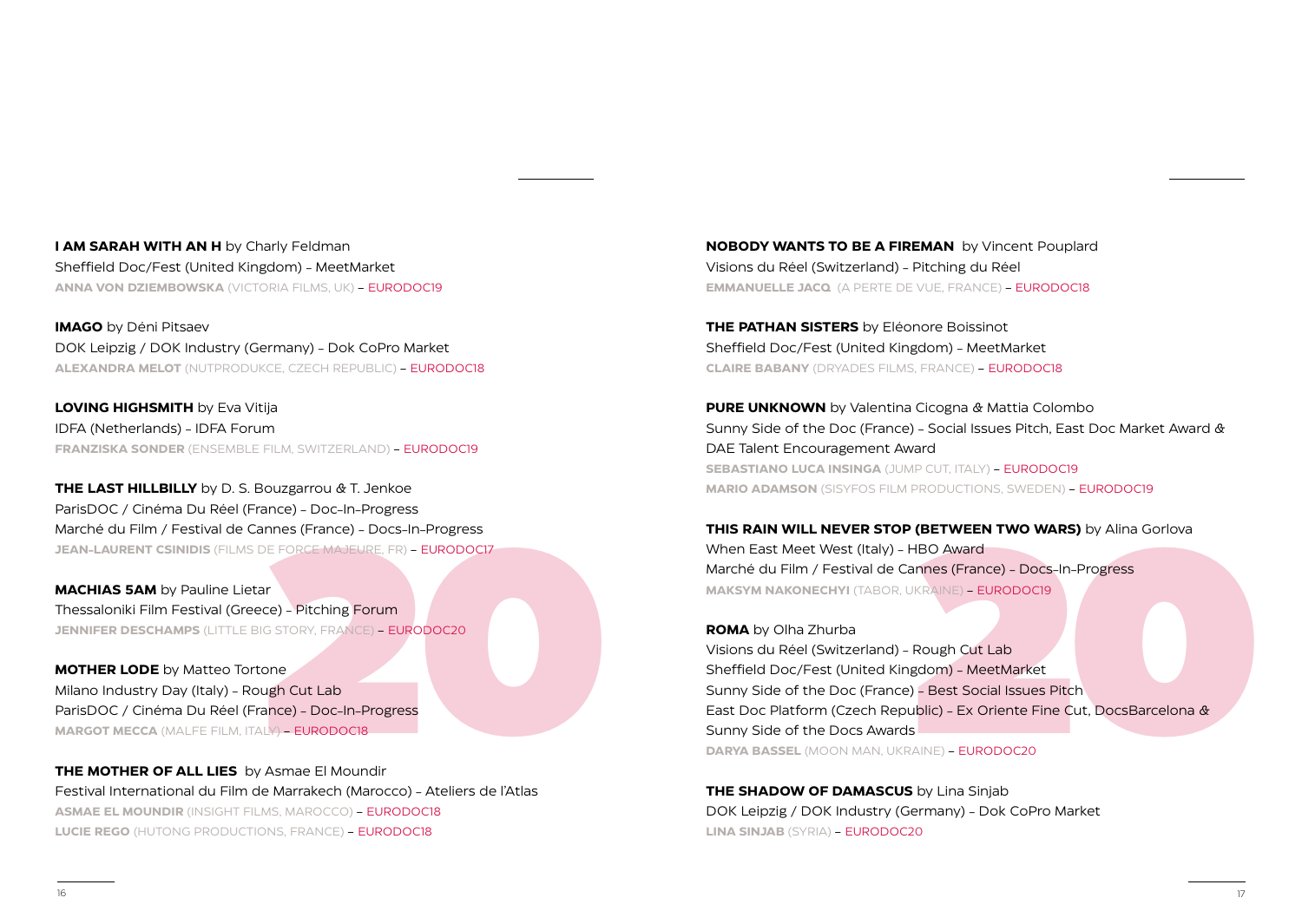**I AM SARAH WITH AN H** by Charly Feldman
Sheffield Doc/Fest (United Kingdom) – MeetMarket
**ANNA VON DZIEMBOWSKA** (VICTORIA FILMS, UK) – EURODOC19

**IMAGO** by Déni Pitsaev
DOK Leipzig / DOK Industry (Germany) – Dok CoPro Market
**ALEXANDRA MELOT** (NUTPRODUKCE, CZECH REPUBLIC) – EURODOC18

**LOVING HIGHSMITH** by Eva Vitija
IDFA (Netherlands) – IDFA Forum
**FRANZISKA SONDER** (ENSEMBLE FILM, SWITZERLAND) – EURODOC19

**THE LAST HILLBILLY** by D. S. Bouzgarrou & T. Jenkoe
ParisDOC / Cinéma Du Réel (France) – Doc-In-Progress
Marché du Film / Festival de Cannes (France) – Docs-In-Progress
**JEAN-LAURENT CSINIDIS** (FILMS DE FORCE MAJEURE, FR) – EURODOC17

**MACHIAS 5AM** by Pauline Lietar
Thessaloniki Film Festival (Greece) – Pitching Forum
**JENNIFER DESCHAMPS** (LITTLE BIG STORY, FRANCE) – EURODOC20

**MOTHER LODE** by Matteo Tortone
Milano Industry Day (Italy) – Rough Cut Lab
ParisDOC / Cinéma Du Réel (France) – Doc-In-Progress
**MARGOT MECCA** (MALFE FILM, ITALY) – EURODOC18

**THE MOTHER OF ALL LIES** by Asmae El Moundir
Festival International du Film de Marrakech (Marocco) – Ateliers de l'Atlas
**ASMAE EL MOUNDIR** (INSIGHT FILMS, MAROCCO) – EURODOC18
**LUCIE REGO** (HUTONG PRODUCTIONS, FRANCE) – EURODOC18

**NOBODY WANTS TO BE A FIREMAN** by Vincent Pouplard
Visions du Réel (Switzerland) – Pitching du Réel
**EMMANUELLE JACQ** (A PERTE DE VUE, FRANCE) – EURODOC18

**THE PATHAN SISTERS** by Eléonore Boissinot
Sheffield Doc/Fest (United Kingdom) – MeetMarket
**CLAIRE BABANY** (DRYADES FILMS, FRANCE) – EURODOC18

**PURE UNKNOWN** by Valentina Cicogna & Mattia Colombo
Sunny Side of the Doc (France) – Social Issues Pitch, East Doc Market Award & DAE Talent Encouragement Award
**SEBASTIANO LUCA INSINGA** (JUMP CUT, ITALY) – EURODOC19
**MARIO ADAMSON** (SISYFOS FILM PRODUCTIONS, SWEDEN) – EURODOC19

**THIS RAIN WILL NEVER STOP (BETWEEN TWO WARS)** by Alina Gorlova
When East Meet West (Italy) – HBO Award
Marché du Film / Festival de Cannes (France) – Docs-In-Progress
**MAKSYM NAKONECHYI** (TABOR, UKRAINE) – EURODOC19

**ROMA** by Olha Zhurba
Visions du Réel (Switzerland) – Rough Cut Lab
Sheffield Doc/Fest (United Kingdom) – MeetMarket
Sunny Side of the Doc (France) – Best Social Issues Pitch
East Doc Platform (Czech Republic) – Ex Oriente Fine Cut, DocsBarcelona & Sunny Side of the Docs Awards
**DARYA BASSEL** (MOON MAN, UKRAINE) – EURODOC20

**THE SHADOW OF DAMASCUS** by Lina Sinjab
DOK Leipzig / DOK Industry (Germany) – Dok CoPro Market
**LINA SINJAB** (SYRIA) – EURODOC20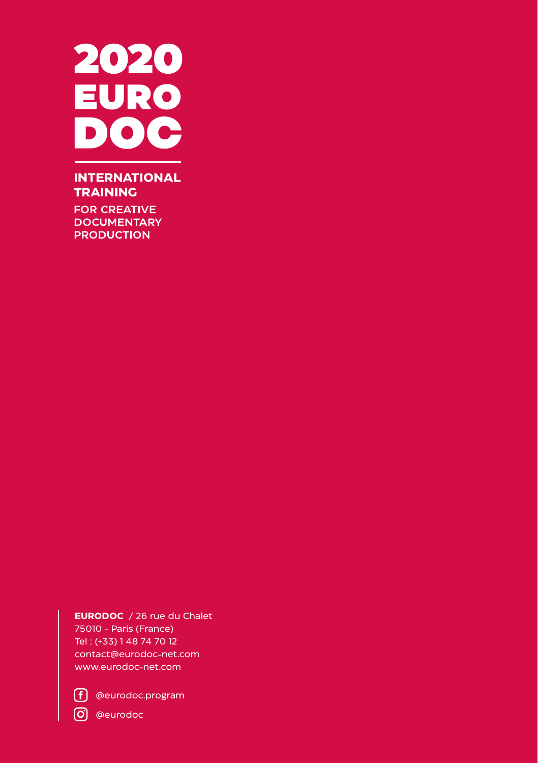# 2020 EURO DOC

**INTERNATIONAL TRAINING**

**FOR CREATIVE DOCUMENTARY PRODUCTION**

**EURODOC** / 26 rue du Chalet
75010 - Paris (France)
Tel : (+33) 1 48 74 70 12
contact@eurodoc-net.com
www.eurodoc-net.com

@eurodoc.program

@eurodoc